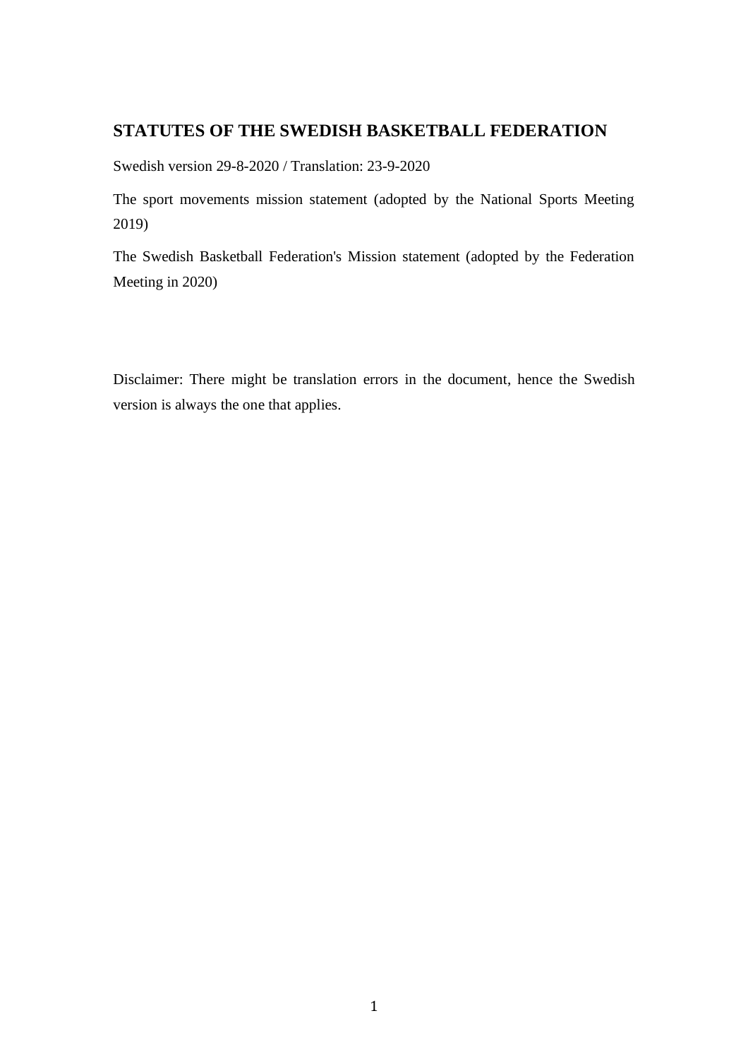# STATUTES OF THE SWEDISH BASKETBALL FEDERATION

Swedish version 29-8-2020 / Translation: 23-9-2020

The sport movements mission statement (adopted by the National Sports Meeting 2019)

The Swedish Basketball Federation's Mission statement (adopted by the Federation Meeting in 2020)

Disclaimer: There might be translation errors in the document, hence the Swedish version is always the one that applies.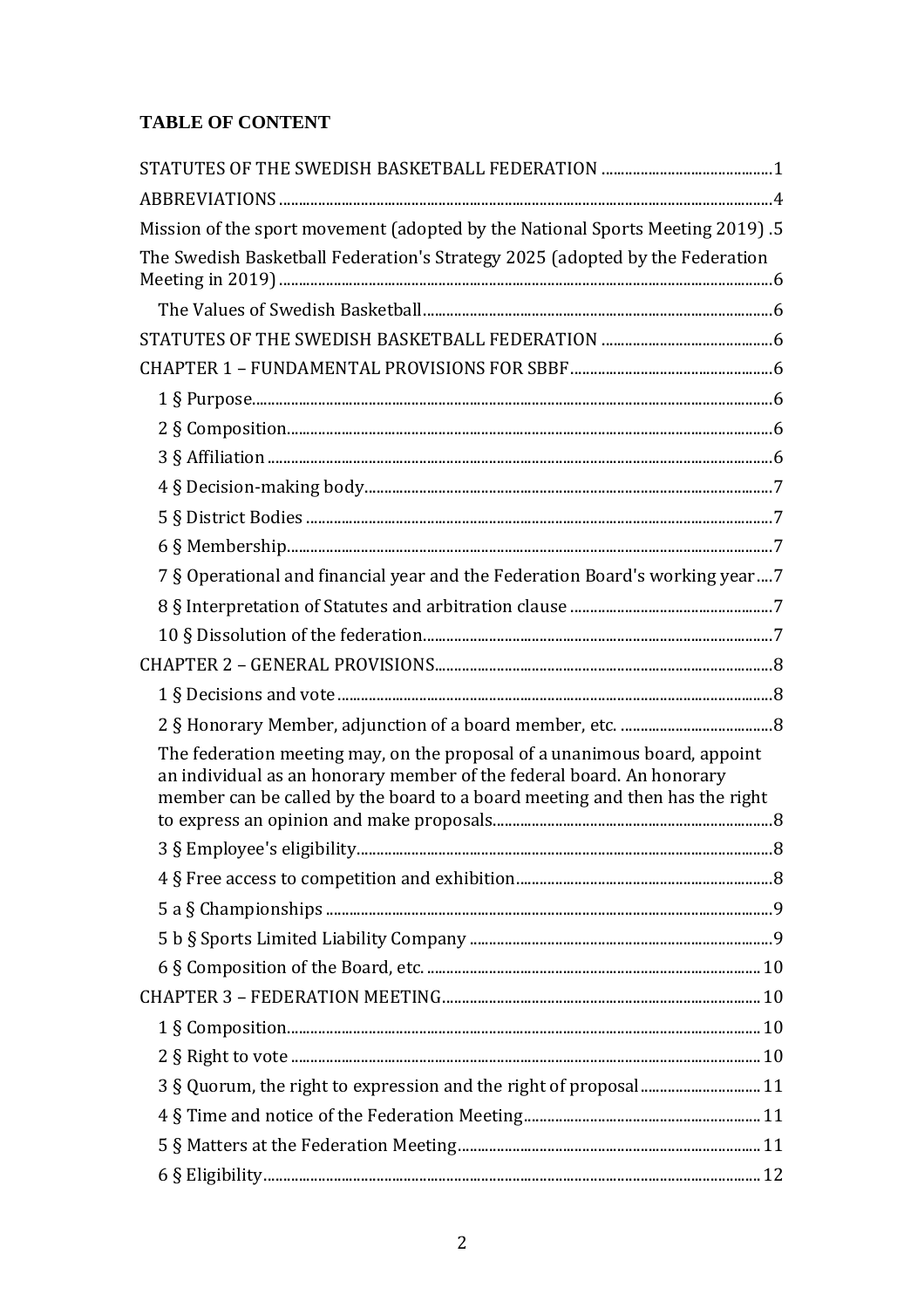**TABLE OF CONTENT**

STATUTES OF THE SWEDISH BASKETBALL FEDERATION ........................................... 1
ABBREVIATIONS ............................................................................................................. 4
Mission of the sport movement (adopted by the National Sports Meeting 2019) . 5
The Swedish Basketball Federation's Strategy 2025 (adopted by the Federation Meeting in 2019) ............................................................................................................. 6
    The Values of Swedish Basketball ........................................................................... 6
STATUTES OF THE SWEDISH BASKETBALL FEDERATION ........................................... 6
CHAPTER 1 – FUNDAMENTAL PROVISIONS FOR SBBF .................................................... 6
    1 § Purpose ..................................................................................................................... 6
    2 § Composition ............................................................................................................ 6
    3 § Affiliation ................................................................................................................. 6
    4 § Decision-making body ............................................................................................ 7
    5 § District Bodies ........................................................................................................ 7
    6 § Membership ............................................................................................................ 7
    7 § Operational and financial year and the Federation Board's working year .... 7
    8 § Interpretation of Statutes and arbitration clause ................................................ 7
    10 § Dissolution of the federation ................................................................................ 7
CHAPTER 2 – GENERAL PROVISIONS ................................................................................ 8
    1 § Decisions and vote .................................................................................................. 8
    2 § Honorary Member, adjunction of a board member, etc. ...................................... 8
    The federation meeting may, on the proposal of a unanimous board, appoint an individual as an honorary member of the federal board. An honorary member can be called by the board to a board meeting and then has the right to express an opinion and make proposals ........................................................................ 8
    3 § Employee's eligibility ............................................................................................... 8
    4 § Free access to competition and exhibition ............................................................ 8
    5 a § Championships .................................................................................................... 9
    5 b § Sports Limited Liability Company ....................................................................... 9
    6 § Composition of the Board, etc. ............................................................................. 10
CHAPTER 3 – FEDERATION MEETING ................................................................................ 10
    1 § Composition ............................................................................................................ 10
    2 § Right to vote ............................................................................................................ 10
    3 § Quorum, the right to expression and the right of proposal ................................ 11
    4 § Time and notice of the Federation Meeting .......................................................... 11
    5 § Matters at the Federation Meeting ......................................................................... 11
    6 § Eligibility .................................................................................................................. 12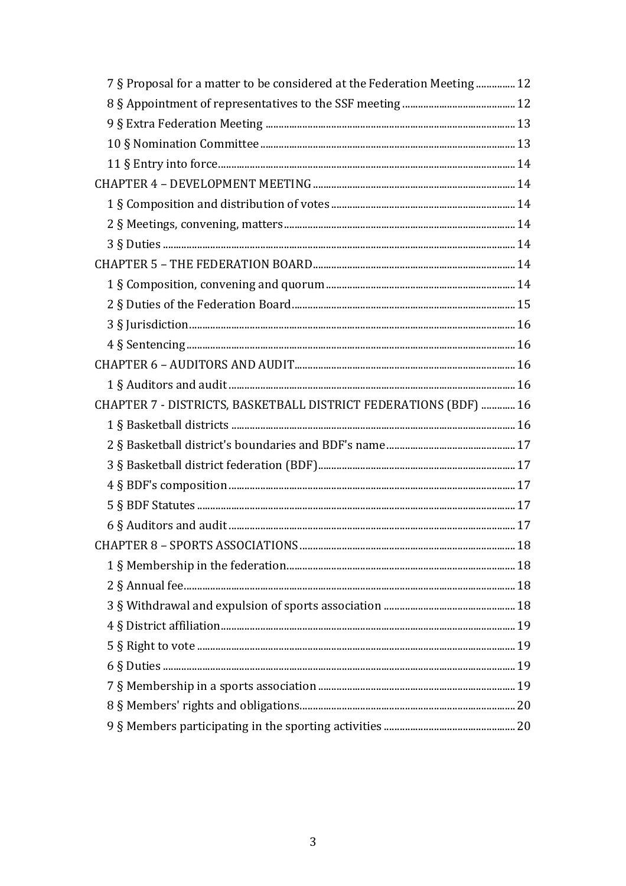7 § Proposal for a matter to be considered at the Federation Meeting ............... 12
8 § Appointment of representatives to the SSF meeting ........................................... 12
9 § Extra Federation Meeting ............................................................................................ 13
10 § Nomination Committee ............................................................................................... 13
11 § Entry into force................................................................................................................ 14
CHAPTER 4 – DEVELOPMENT MEETING ............................................................................ 14
1 § Composition and distribution of votes ...................................................................... 14
2 § Meetings, convening, matters ........................................................................................ 14
3 § Duties ...................................................................................................................................... 14
CHAPTER 5 – THE FEDERATION BOARD............................................................................. 14
1 § Composition, convening and quorum ........................................................................ 14
2 § Duties of the Federation Board..................................................................................... 15
3 § Jurisdiction............................................................................................................................ 16
4 § Sentencing ............................................................................................................................. 16
CHAPTER 6 – AUDITORS AND AUDIT.................................................................................... 16
1 § Auditors and audit ............................................................................................................. 16
CHAPTER 7 - DISTRICTS, BASKETBALL DISTRICT FEDERATIONS (BDF) ............. 16
1 § Basketball districts ............................................................................................................ 16
2 § Basketball district's boundaries and BDF's name ................................................. 17
3 § Basketball district federation (BDF)........................................................................... 17
4 § BDF's composition ............................................................................................................. 17
5 § BDF Statutes ......................................................................................................................... 17
6 § Auditors and audit ............................................................................................................. 17
CHAPTER 8 – SPORTS ASSOCIATIONS .................................................................................. 18
1 § Membership in the federation....................................................................................... 18
2 § Annual fee.............................................................................................................................. 18
3 § Withdrawal and expulsion of sports association .................................................. 18
4 § District affiliation................................................................................................................ 19
5 § Right to vote ......................................................................................................................... 19
6 § Duties ...................................................................................................................................... 19
7 § Membership in a sports association ........................................................................... 19
8 § Members' rights and obligations.................................................................................. 20
9 § Members participating in the sporting activities .................................................. 20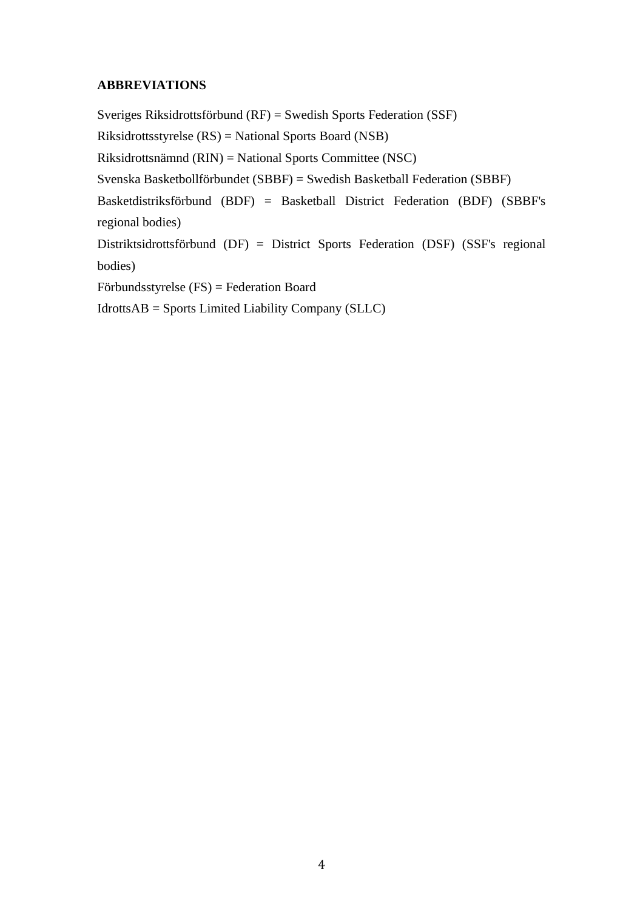**ABBREVIATIONS**

Sveriges Riksidrottsförbund (RF) = Swedish Sports Federation (SSF)

Riksidrottsstyrelse (RS) = National Sports Board (NSB)

Riksidrottsnämnd (RIN) = National Sports Committee (NSC)

Svenska Basketbollförbundet (SBBF) = Swedish Basketball Federation (SBBF)

Basketdistriksförbund (BDF) = Basketball District Federation (BDF) (SBBF's regional bodies)

Distriktsidrottsförbund (DF) = District Sports Federation (DSF) (SSF's regional bodies)

Förbundsstyrelse (FS) = Federation Board

IdrottsAB = Sports Limited Liability Company (SLLC)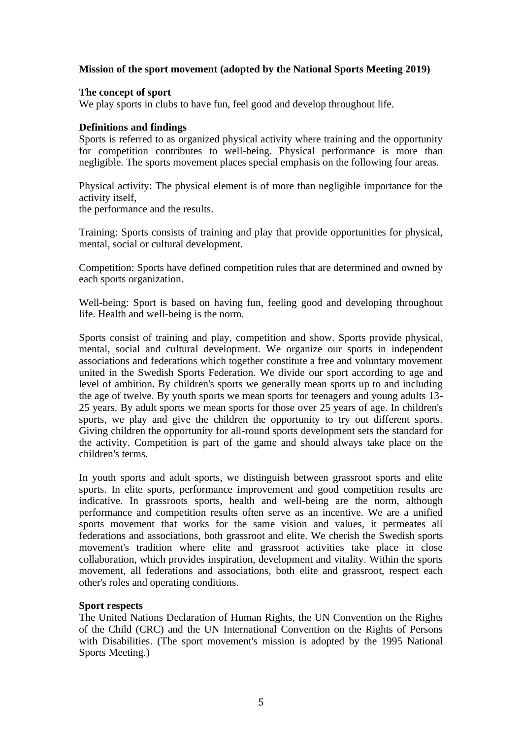**Mission of the sport movement (adopted by the National Sports Meeting 2019)**

**The concept of sport**
We play sports in clubs to have fun, feel good and develop throughout life.

**Definitions and findings**
Sports is referred to as organized physical activity where training and the opportunity for competition contributes to well-being. Physical performance is more than negligible. The sports movement places special emphasis on the following four areas.

Physical activity: The physical element is of more than negligible importance for the activity itself,
the performance and the results.

Training: Sports consists of training and play that provide opportunities for physical, mental, social or cultural development.

Competition: Sports have defined competition rules that are determined and owned by each sports organization.

Well-being: Sport is based on having fun, feeling good and developing throughout life. Health and well-being is the norm.

Sports consist of training and play, competition and show. Sports provide physical, mental, social and cultural development. We organize our sports in independent associations and federations which together constitute a free and voluntary movement united in the Swedish Sports Federation. We divide our sport according to age and level of ambition. By children's sports we generally mean sports up to and including the age of twelve. By youth sports we mean sports for teenagers and young adults 13-25 years. By adult sports we mean sports for those over 25 years of age. In children's sports, we play and give the children the opportunity to try out different sports. Giving children the opportunity for all-round sports development sets the standard for the activity. Competition is part of the game and should always take place on the children's terms.

In youth sports and adult sports, we distinguish between grassroot sports and elite sports. In elite sports, performance improvement and good competition results are indicative. In grassroots sports, health and well-being are the norm, although performance and competition results often serve as an incentive. We are a unified sports movement that works for the same vision and values, it permeates all federations and associations, both grassroot and elite. We cherish the Swedish sports movement's tradition where elite and grassroot activities take place in close collaboration, which provides inspiration, development and vitality. Within the sports movement, all federations and associations, both elite and grassroot, respect each other's roles and operating conditions.

**Sport respects**
The United Nations Declaration of Human Rights, the UN Convention on the Rights of the Child (CRC) and the UN International Convention on the Rights of Persons with Disabilities. (The sport movement's mission is adopted by the 1995 National Sports Meeting.)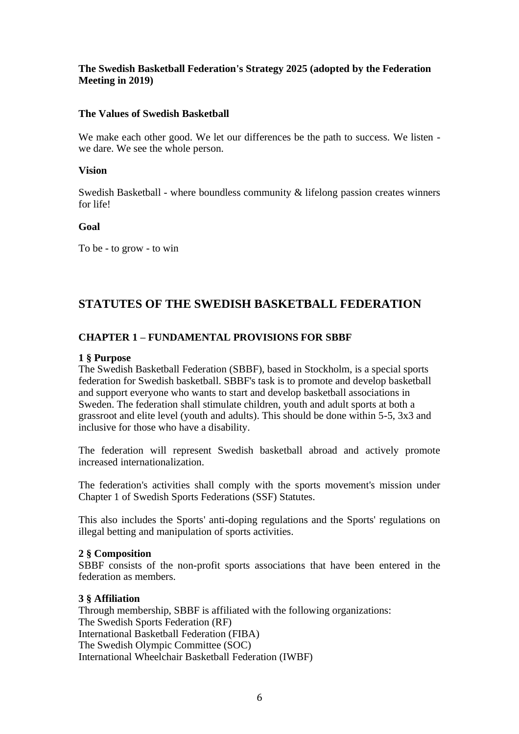**The Swedish Basketball Federation's Strategy 2025 (adopted by the Federation Meeting in 2019)**

**The Values of Swedish Basketball**

We make each other good. We let our differences be the path to success. We listen - we dare. We see the whole person.

**Vision**

Swedish Basketball - where boundless community & lifelong passion creates winners for life!

**Goal**

To be - to grow - to win

## STATUTES OF THE SWEDISH BASKETBALL FEDERATION

### CHAPTER 1 – FUNDAMENTAL PROVISIONS FOR SBBF

**1 § Purpose**
The Swedish Basketball Federation (SBBF), based in Stockholm, is a special sports federation for Swedish basketball. SBBF's task is to promote and develop basketball and support everyone who wants to start and develop basketball associations in Sweden. The federation shall stimulate children, youth and adult sports at both a grassroot and elite level (youth and adults). This should be done within 5-5, 3x3 and inclusive for those who have a disability.

The federation will represent Swedish basketball abroad and actively promote increased internationalization.

The federation's activities shall comply with the sports movement's mission under Chapter 1 of Swedish Sports Federations (SSF) Statutes.

This also includes the Sports' anti-doping regulations and the Sports' regulations on illegal betting and manipulation of sports activities.

**2 § Composition**
SBBF consists of the non-profit sports associations that have been entered in the federation as members.

**3 § Affiliation**
Through membership, SBBF is affiliated with the following organizations:
The Swedish Sports Federation (RF)
International Basketball Federation (FIBA)
The Swedish Olympic Committee (SOC)
International Wheelchair Basketball Federation (IWBF)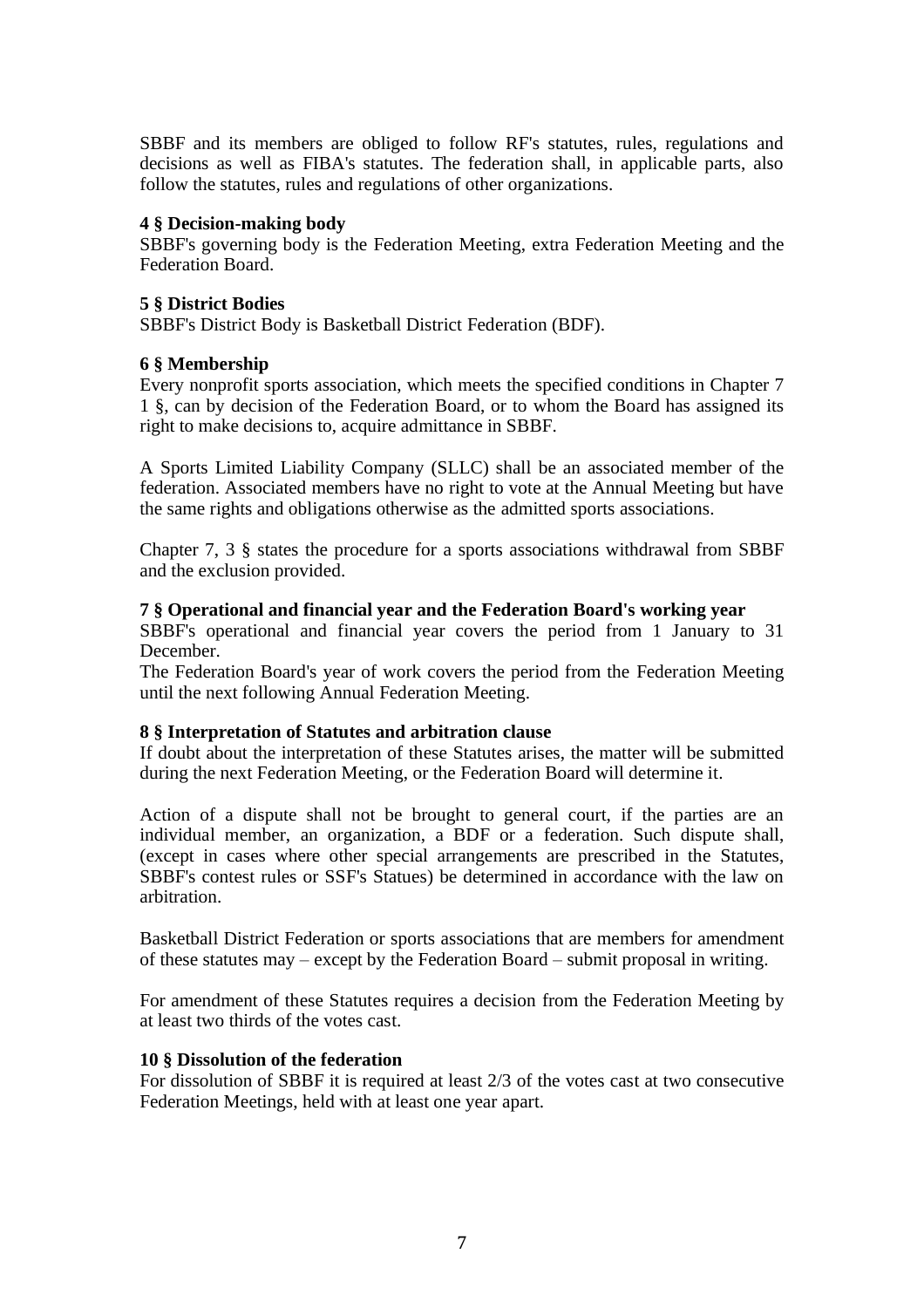SBBF and its members are obliged to follow RF's statutes, rules, regulations and decisions as well as FIBA's statutes. The federation shall, in applicable parts, also follow the statutes, rules and regulations of other organizations.

**4 § Decision-making body**
SBBF's governing body is the Federation Meeting, extra Federation Meeting and the Federation Board.

**5 § District Bodies**
SBBF's District Body is Basketball District Federation (BDF).

**6 § Membership**
Every nonprofit sports association, which meets the specified conditions in Chapter 7 1 §, can by decision of the Federation Board, or to whom the Board has assigned its right to make decisions to, acquire admittance in SBBF.

A Sports Limited Liability Company (SLLC) shall be an associated member of the federation. Associated members have no right to vote at the Annual Meeting but have the same rights and obligations otherwise as the admitted sports associations.

Chapter 7, 3 § states the procedure for a sports associations withdrawal from SBBF and the exclusion provided.

**7 § Operational and financial year and the Federation Board's working year**
SBBF's operational and financial year covers the period from 1 January to 31 December.
The Federation Board's year of work covers the period from the Federation Meeting until the next following Annual Federation Meeting.

**8 § Interpretation of Statutes and arbitration clause**
If doubt about the interpretation of these Statutes arises, the matter will be submitted during the next Federation Meeting, or the Federation Board will determine it.

Action of a dispute shall not be brought to general court, if the parties are an individual member, an organization, a BDF or a federation. Such dispute shall, (except in cases where other special arrangements are prescribed in the Statutes, SBBF's contest rules or SSF's Statues) be determined in accordance with the law on arbitration.

Basketball District Federation or sports associations that are members for amendment of these statutes may – except by the Federation Board – submit proposal in writing.

For amendment of these Statutes requires a decision from the Federation Meeting by at least two thirds of the votes cast.

**10 § Dissolution of the federation**
For dissolution of SBBF it is required at least 2/3 of the votes cast at two consecutive Federation Meetings, held with at least one year apart.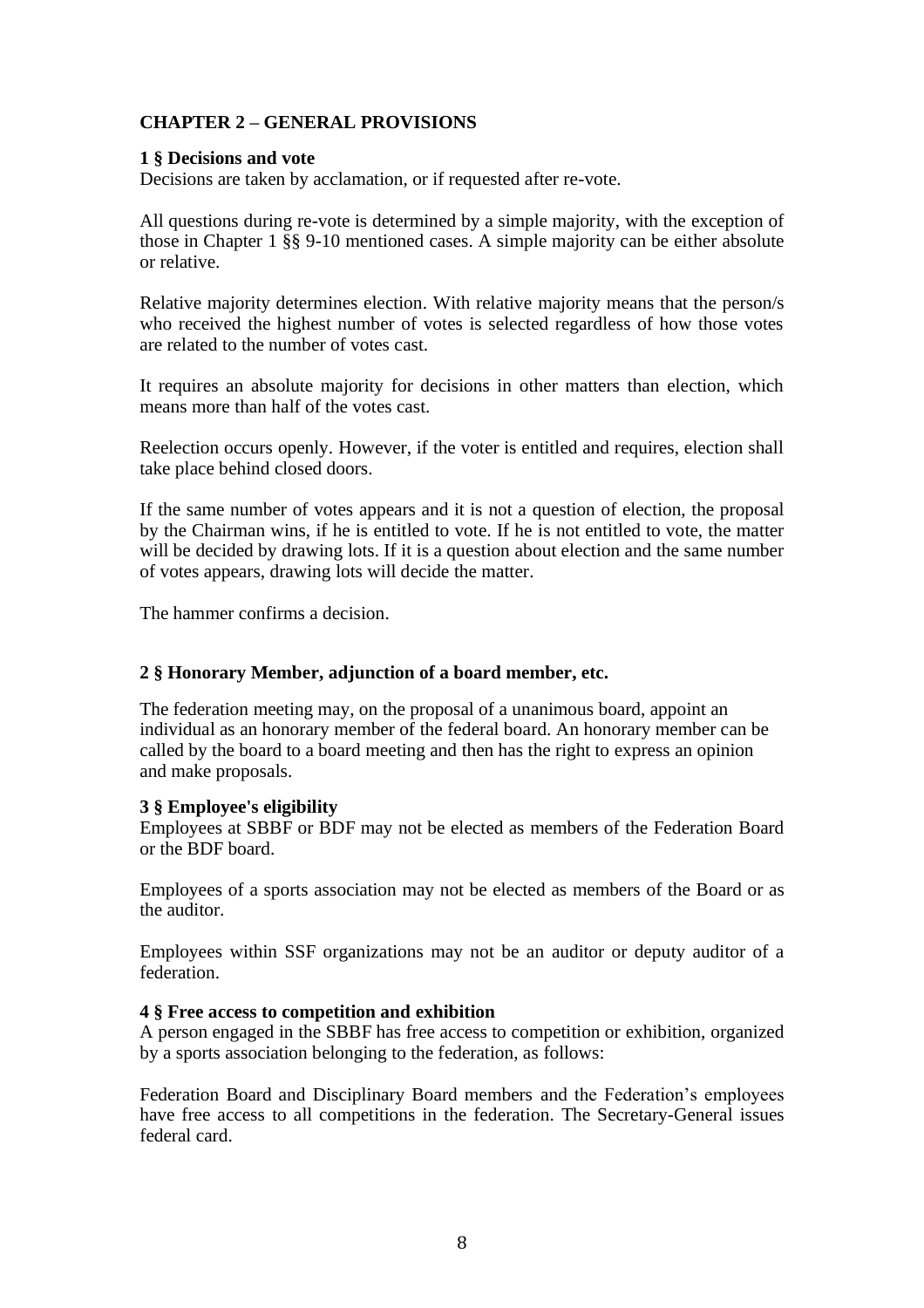## CHAPTER 2 – GENERAL PROVISIONS

### 1 § Decisions and vote

Decisions are taken by acclamation, or if requested after re-vote.

All questions during re-vote is determined by a simple majority, with the exception of those in Chapter 1 §§ 9-10 mentioned cases. A simple majority can be either absolute or relative.

Relative majority determines election. With relative majority means that the person/s who received the highest number of votes is selected regardless of how those votes are related to the number of votes cast.

It requires an absolute majority for decisions in other matters than election, which means more than half of the votes cast.

Reelection occurs openly. However, if the voter is entitled and requires, election shall take place behind closed doors.

If the same number of votes appears and it is not a question of election, the proposal by the Chairman wins, if he is entitled to vote. If he is not entitled to vote, the matter will be decided by drawing lots. If it is a question about election and the same number of votes appears, drawing lots will decide the matter.

The hammer confirms a decision.

### 2 § Honorary Member, adjunction of a board member, etc.

The federation meeting may, on the proposal of a unanimous board, appoint an individual as an honorary member of the federal board. An honorary member can be called by the board to a board meeting and then has the right to express an opinion and make proposals.

### 3 § Employee's eligibility

Employees at SBBF or BDF may not be elected as members of the Federation Board or the BDF board.

Employees of a sports association may not be elected as members of the Board or as the auditor.

Employees within SSF organizations may not be an auditor or deputy auditor of a federation.

### 4 § Free access to competition and exhibition

A person engaged in the SBBF has free access to competition or exhibition, organized by a sports association belonging to the federation, as follows:

Federation Board and Disciplinary Board members and the Federation's employees have free access to all competitions in the federation. The Secretary-General issues federal card.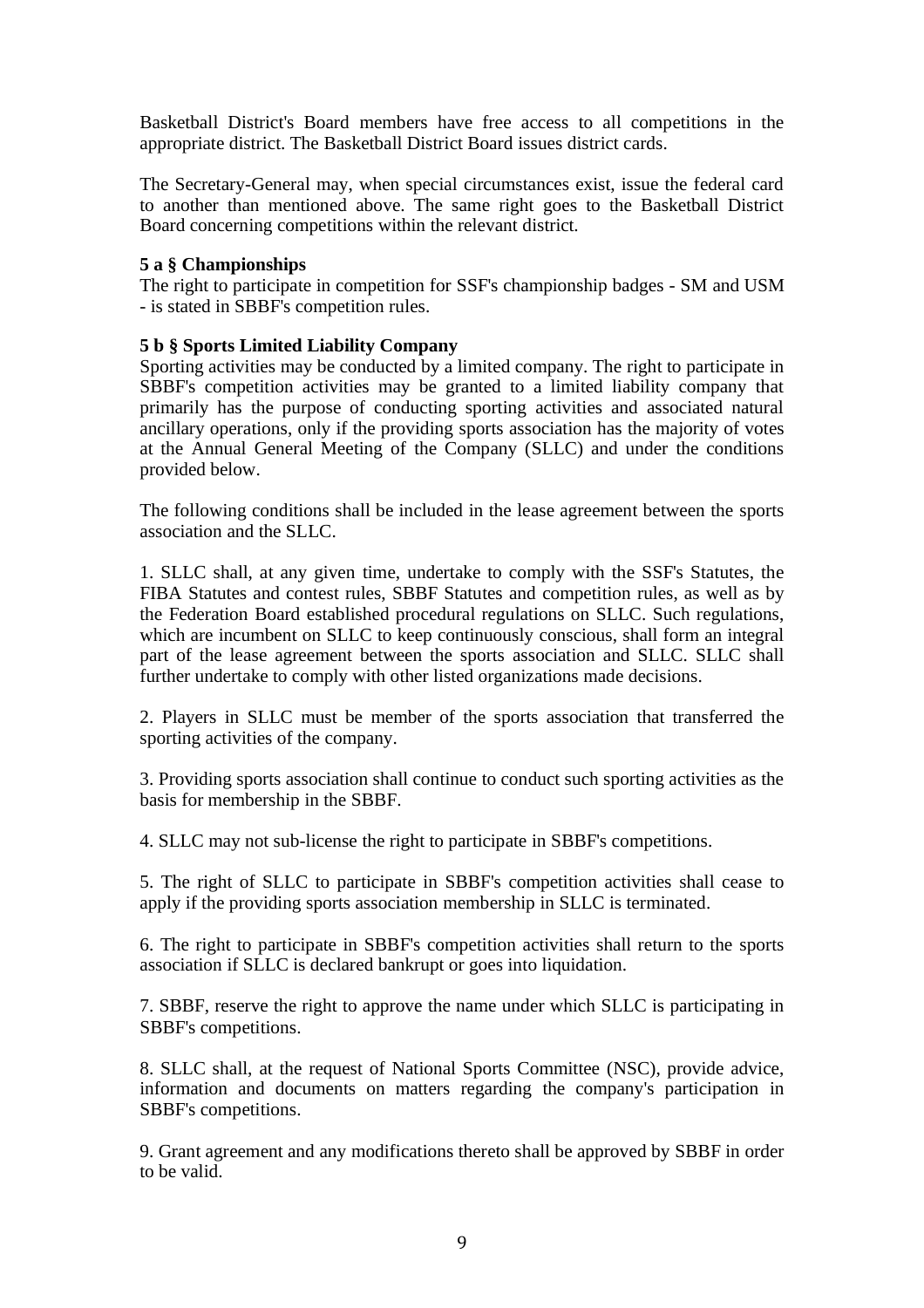Basketball District's Board members have free access to all competitions in the appropriate district. The Basketball District Board issues district cards.

The Secretary-General may, when special circumstances exist, issue the federal card to another than mentioned above. The same right goes to the Basketball District Board concerning competitions within the relevant district.

**5 a § Championships**

The right to participate in competition for SSF's championship badges - SM and USM - is stated in SBBF's competition rules.

**5 b § Sports Limited Liability Company**

Sporting activities may be conducted by a limited company. The right to participate in SBBF's competition activities may be granted to a limited liability company that primarily has the purpose of conducting sporting activities and associated natural ancillary operations, only if the providing sports association has the majority of votes at the Annual General Meeting of the Company (SLLC) and under the conditions provided below.

The following conditions shall be included in the lease agreement between the sports association and the SLLC.

1. SLLC shall, at any given time, undertake to comply with the SSF's Statutes, the FIBA Statutes and contest rules, SBBF Statutes and competition rules, as well as by the Federation Board established procedural regulations on SLLC. Such regulations, which are incumbent on SLLC to keep continuously conscious, shall form an integral part of the lease agreement between the sports association and SLLC. SLLC shall further undertake to comply with other listed organizations made decisions.

2. Players in SLLC must be member of the sports association that transferred the sporting activities of the company.

3. Providing sports association shall continue to conduct such sporting activities as the basis for membership in the SBBF.

4. SLLC may not sub-license the right to participate in SBBF's competitions.

5. The right of SLLC to participate in SBBF's competition activities shall cease to apply if the providing sports association membership in SLLC is terminated.

6. The right to participate in SBBF's competition activities shall return to the sports association if SLLC is declared bankrupt or goes into liquidation.

7. SBBF, reserve the right to approve the name under which SLLC is participating in SBBF's competitions.

8. SLLC shall, at the request of National Sports Committee (NSC), provide advice, information and documents on matters regarding the company's participation in SBBF's competitions.

9. Grant agreement and any modifications thereto shall be approved by SBBF in order to be valid.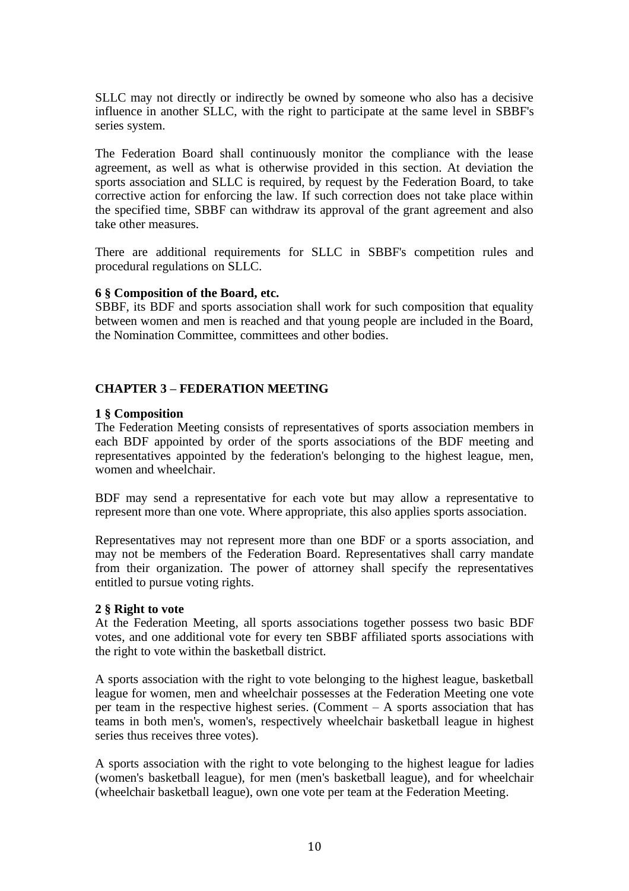SLLC may not directly or indirectly be owned by someone who also has a decisive influence in another SLLC, with the right to participate at the same level in SBBF's series system.

The Federation Board shall continuously monitor the compliance with the lease agreement, as well as what is otherwise provided in this section. At deviation the sports association and SLLC is required, by request by the Federation Board, to take corrective action for enforcing the law. If such correction does not take place within the specified time, SBBF can withdraw its approval of the grant agreement and also take other measures.

There are additional requirements for SLLC in SBBF's competition rules and procedural regulations on SLLC.

**6 § Composition of the Board, etc.**
SBBF, its BDF and sports association shall work for such composition that equality between women and men is reached and that young people are included in the Board, the Nomination Committee, committees and other bodies.

## CHAPTER 3 – FEDERATION MEETING

**1 § Composition**
The Federation Meeting consists of representatives of sports association members in each BDF appointed by order of the sports associations of the BDF meeting and representatives appointed by the federation's belonging to the highest league, men, women and wheelchair.

BDF may send a representative for each vote but may allow a representative to represent more than one vote. Where appropriate, this also applies sports association.

Representatives may not represent more than one BDF or a sports association, and may not be members of the Federation Board. Representatives shall carry mandate from their organization. The power of attorney shall specify the representatives entitled to pursue voting rights.

**2 § Right to vote**
At the Federation Meeting, all sports associations together possess two basic BDF votes, and one additional vote for every ten SBBF affiliated sports associations with the right to vote within the basketball district.

A sports association with the right to vote belonging to the highest league, basketball league for women, men and wheelchair possesses at the Federation Meeting one vote per team in the respective highest series. (Comment – A sports association that has teams in both men's, women's, respectively wheelchair basketball league in highest series thus receives three votes).

A sports association with the right to vote belonging to the highest league for ladies (women's basketball league), for men (men's basketball league), and for wheelchair (wheelchair basketball league), own one vote per team at the Federation Meeting.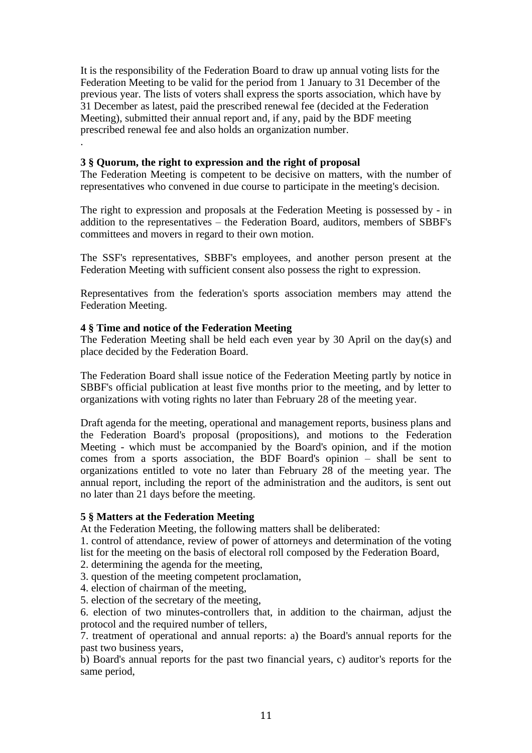It is the responsibility of the Federation Board to draw up annual voting lists for the Federation Meeting to be valid for the period from 1 January to 31 December of the previous year. The lists of voters shall express the sports association, which have by 31 December as latest, paid the prescribed renewal fee (decided at the Federation Meeting), submitted their annual report and, if any, paid by the BDF meeting prescribed renewal fee and also holds an organization number.

.

**3 § Quorum, the right to expression and the right of proposal**

The Federation Meeting is competent to be decisive on matters, with the number of representatives who convened in due course to participate in the meeting's decision.

The right to expression and proposals at the Federation Meeting is possessed by - in addition to the representatives – the Federation Board, auditors, members of SBBF's committees and movers in regard to their own motion.

The SSF's representatives, SBBF's employees, and another person present at the Federation Meeting with sufficient consent also possess the right to expression.

Representatives from the federation's sports association members may attend the Federation Meeting.

**4 § Time and notice of the Federation Meeting**

The Federation Meeting shall be held each even year by 30 April on the day(s) and place decided by the Federation Board.

The Federation Board shall issue notice of the Federation Meeting partly by notice in SBBF's official publication at least five months prior to the meeting, and by letter to organizations with voting rights no later than February 28 of the meeting year.

Draft agenda for the meeting, operational and management reports, business plans and the Federation Board's proposal (propositions), and motions to the Federation Meeting - which must be accompanied by the Board's opinion, and if the motion comes from a sports association, the BDF Board's opinion – shall be sent to organizations entitled to vote no later than February 28 of the meeting year. The annual report, including the report of the administration and the auditors, is sent out no later than 21 days before the meeting.

**5 § Matters at the Federation Meeting**

At the Federation Meeting, the following matters shall be deliberated:

1. control of attendance, review of power of attorneys and determination of the voting list for the meeting on the basis of electoral roll composed by the Federation Board,
2. determining the agenda for the meeting,
3. question of the meeting competent proclamation,
4. election of chairman of the meeting,
5. election of the secretary of the meeting,
6. election of two minutes-controllers that, in addition to the chairman, adjust the protocol and the required number of tellers,
7. treatment of operational and annual reports: a) the Board's annual reports for the past two business years,
b) Board's annual reports for the past two financial years, c) auditor's reports for the same period,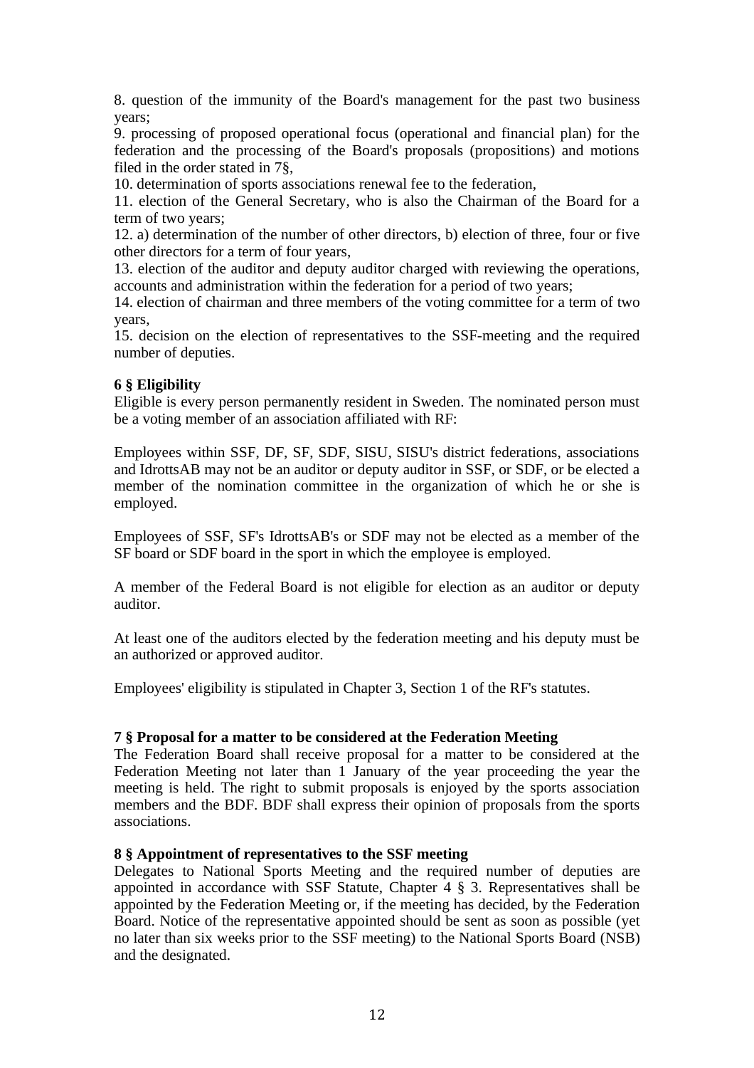8. question of the immunity of the Board's management for the past two business years;

9. processing of proposed operational focus (operational and financial plan) for the federation and the processing of the Board's proposals (propositions) and motions filed in the order stated in 7§,

10. determination of sports associations renewal fee to the federation,

11. election of the General Secretary, who is also the Chairman of the Board for a term of two years;

12. a) determination of the number of other directors, b) election of three, four or five other directors for a term of four years,

13. election of the auditor and deputy auditor charged with reviewing the operations, accounts and administration within the federation for a period of two years;

14. election of chairman and three members of the voting committee for a term of two years,

15. decision on the election of representatives to the SSF-meeting and the required number of deputies.

**6 § Eligibility**

Eligible is every person permanently resident in Sweden. The nominated person must be a voting member of an association affiliated with RF:

Employees within SSF, DF, SF, SDF, SISU, SISU's district federations, associations and IdrottsAB may not be an auditor or deputy auditor in SSF, or SDF, or be elected a member of the nomination committee in the organization of which he or she is employed.

Employees of SSF, SF's IdrottsAB's or SDF may not be elected as a member of the SF board or SDF board in the sport in which the employee is employed.

A member of the Federal Board is not eligible for election as an auditor or deputy auditor.

At least one of the auditors elected by the federation meeting and his deputy must be an authorized or approved auditor.

Employees' eligibility is stipulated in Chapter 3, Section 1 of the RF's statutes.

**7 § Proposal for a matter to be considered at the Federation Meeting**

The Federation Board shall receive proposal for a matter to be considered at the Federation Meeting not later than 1 January of the year proceeding the year the meeting is held. The right to submit proposals is enjoyed by the sports association members and the BDF. BDF shall express their opinion of proposals from the sports associations.

**8 § Appointment of representatives to the SSF meeting**

Delegates to National Sports Meeting and the required number of deputies are appointed in accordance with SSF Statute, Chapter 4 § 3. Representatives shall be appointed by the Federation Meeting or, if the meeting has decided, by the Federation Board. Notice of the representative appointed should be sent as soon as possible (yet no later than six weeks prior to the SSF meeting) to the National Sports Board (NSB) and the designated.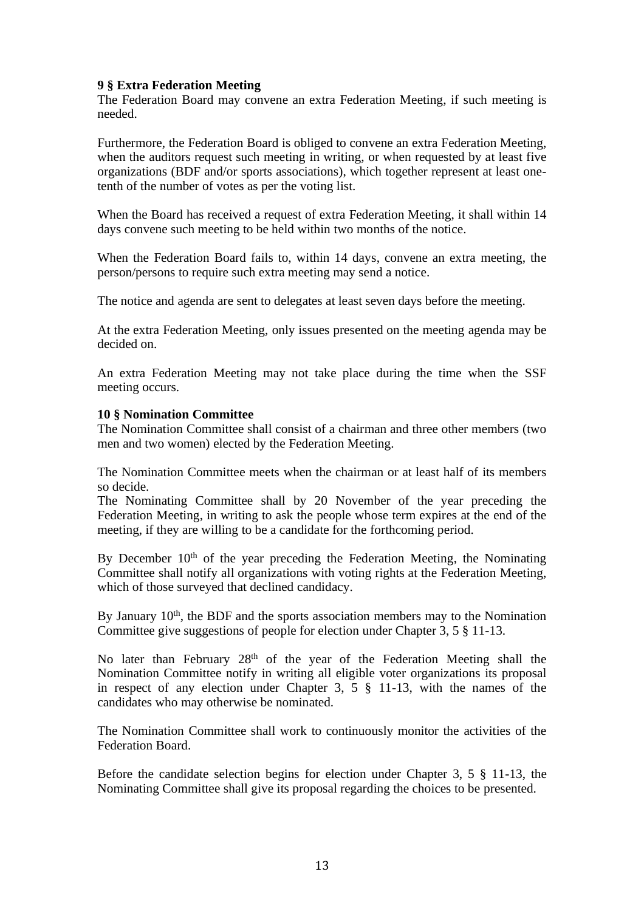**9 § Extra Federation Meeting**
The Federation Board may convene an extra Federation Meeting, if such meeting is needed.

Furthermore, the Federation Board is obliged to convene an extra Federation Meeting, when the auditors request such meeting in writing, or when requested by at least five organizations (BDF and/or sports associations), which together represent at least one-tenth of the number of votes as per the voting list.

When the Board has received a request of extra Federation Meeting, it shall within 14 days convene such meeting to be held within two months of the notice.

When the Federation Board fails to, within 14 days, convene an extra meeting, the person/persons to require such extra meeting may send a notice.

The notice and agenda are sent to delegates at least seven days before the meeting.

At the extra Federation Meeting, only issues presented on the meeting agenda may be decided on.

An extra Federation Meeting may not take place during the time when the SSF meeting occurs.

**10 § Nomination Committee**
The Nomination Committee shall consist of a chairman and three other members (two men and two women) elected by the Federation Meeting.

The Nomination Committee meets when the chairman or at least half of its members so decide.
The Nominating Committee shall by 20 November of the year preceding the Federation Meeting, in writing to ask the people whose term expires at the end of the meeting, if they are willing to be a candidate for the forthcoming period.

By December 10th of the year preceding the Federation Meeting, the Nominating Committee shall notify all organizations with voting rights at the Federation Meeting, which of those surveyed that declined candidacy.

By January 10th, the BDF and the sports association members may to the Nomination Committee give suggestions of people for election under Chapter 3, 5 § 11-13.

No later than February 28th of the year of the Federation Meeting shall the Nomination Committee notify in writing all eligible voter organizations its proposal in respect of any election under Chapter 3, 5 § 11-13, with the names of the candidates who may otherwise be nominated.

The Nomination Committee shall work to continuously monitor the activities of the Federation Board.

Before the candidate selection begins for election under Chapter 3, 5 § 11-13, the Nominating Committee shall give its proposal regarding the choices to be presented.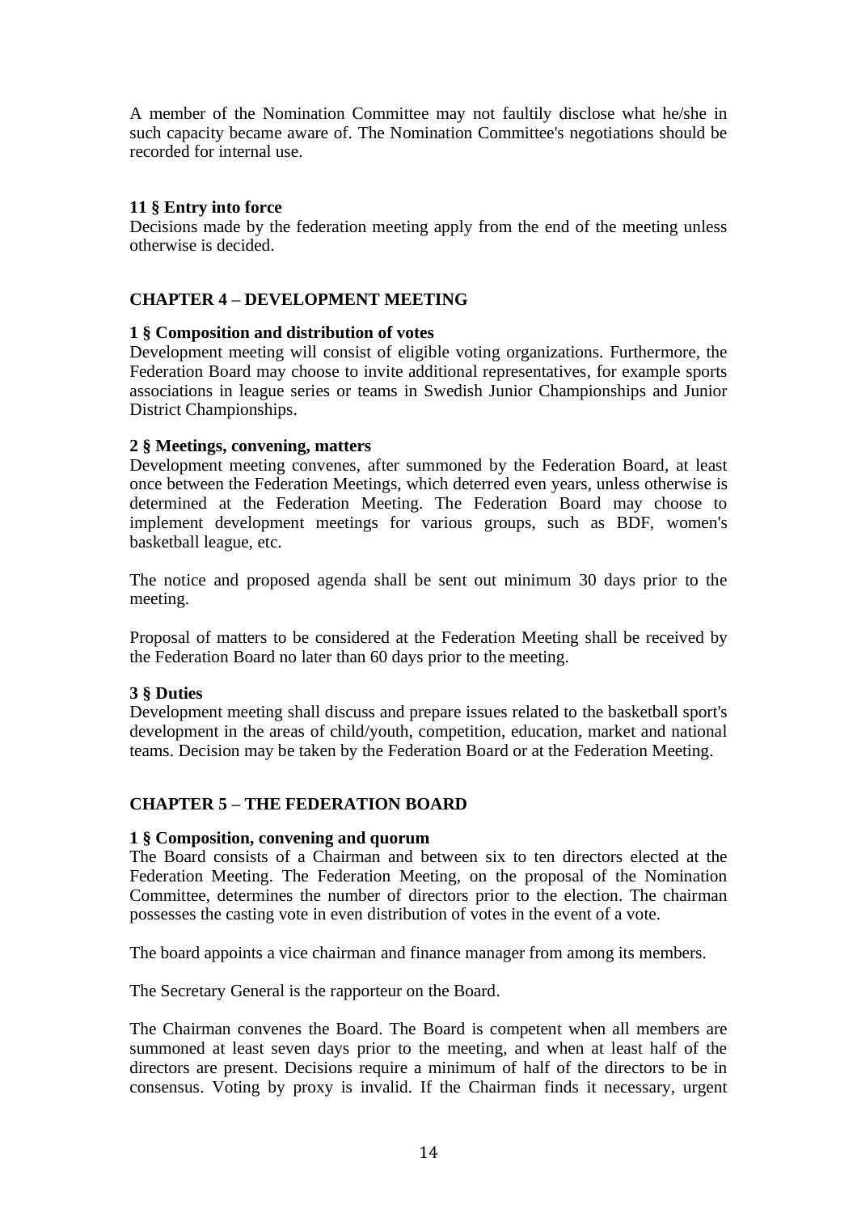A member of the Nomination Committee may not faultily disclose what he/she in such capacity became aware of. The Nomination Committee's negotiations should be recorded for internal use.

**11 § Entry into force**
Decisions made by the federation meeting apply from the end of the meeting unless otherwise is decided.

## CHAPTER 4 – DEVELOPMENT MEETING

**1 § Composition and distribution of votes**
Development meeting will consist of eligible voting organizations. Furthermore, the Federation Board may choose to invite additional representatives, for example sports associations in league series or teams in Swedish Junior Championships and Junior District Championships.

**2 § Meetings, convening, matters**
Development meeting convenes, after summoned by the Federation Board, at least once between the Federation Meetings, which deterred even years, unless otherwise is determined at the Federation Meeting. The Federation Board may choose to implement development meetings for various groups, such as BDF, women's basketball league, etc.

The notice and proposed agenda shall be sent out minimum 30 days prior to the meeting.

Proposal of matters to be considered at the Federation Meeting shall be received by the Federation Board no later than 60 days prior to the meeting.

**3 § Duties**
Development meeting shall discuss and prepare issues related to the basketball sport's development in the areas of child/youth, competition, education, market and national teams. Decision may be taken by the Federation Board or at the Federation Meeting.

## CHAPTER 5 – THE FEDERATION BOARD

**1 § Composition, convening and quorum**
The Board consists of a Chairman and between six to ten directors elected at the Federation Meeting. The Federation Meeting, on the proposal of the Nomination Committee, determines the number of directors prior to the election. The chairman possesses the casting vote in even distribution of votes in the event of a vote.

The board appoints a vice chairman and finance manager from among its members.

The Secretary General is the rapporteur on the Board.

The Chairman convenes the Board. The Board is competent when all members are summoned at least seven days prior to the meeting, and when at least half of the directors are present. Decisions require a minimum of half of the directors to be in consensus. Voting by proxy is invalid. If the Chairman finds it necessary, urgent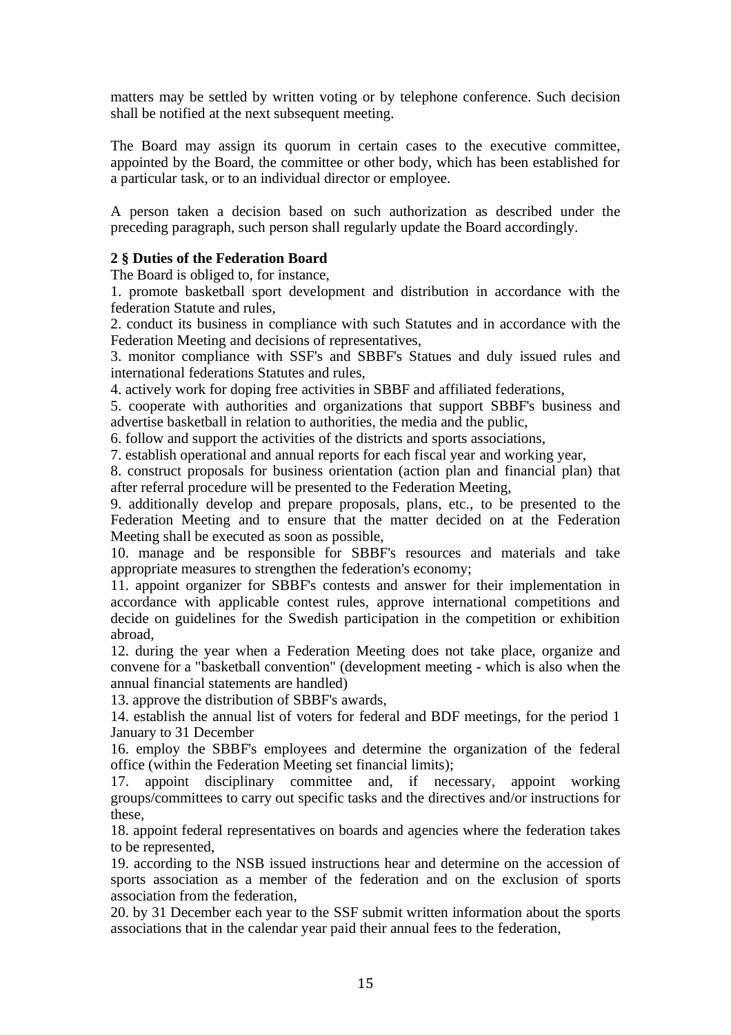matters may be settled by written voting or by telephone conference. Such decision shall be notified at the next subsequent meeting.

The Board may assign its quorum in certain cases to the executive committee, appointed by the Board, the committee or other body, which has been established for a particular task, or to an individual director or employee.

A person taken a decision based on such authorization as described under the preceding paragraph, such person shall regularly update the Board accordingly.

**2 § Duties of the Federation Board**

The Board is obliged to, for instance,

1. promote basketball sport development and distribution in accordance with the federation Statute and rules,
2. conduct its business in compliance with such Statutes and in accordance with the Federation Meeting and decisions of representatives,
3. monitor compliance with SSF's and SBBF's Statues and duly issued rules and international federations Statutes and rules,
4. actively work for doping free activities in SBBF and affiliated federations,
5. cooperate with authorities and organizations that support SBBF's business and advertise basketball in relation to authorities, the media and the public,
6. follow and support the activities of the districts and sports associations,
7. establish operational and annual reports for each fiscal year and working year,
8. construct proposals for business orientation (action plan and financial plan) that after referral procedure will be presented to the Federation Meeting,
9. additionally develop and prepare proposals, plans, etc., to be presented to the Federation Meeting and to ensure that the matter decided on at the Federation Meeting shall be executed as soon as possible,
10. manage and be responsible for SBBF's resources and materials and take appropriate measures to strengthen the federation's economy;
11. appoint organizer for SBBF's contests and answer for their implementation in accordance with applicable contest rules, approve international competitions and decide on guidelines for the Swedish participation in the competition or exhibition abroad,
12. during the year when a Federation Meeting does not take place, organize and convene for a "basketball convention" (development meeting - which is also when the annual financial statements are handled)
13. approve the distribution of SBBF's awards,
14. establish the annual list of voters for federal and BDF meetings, for the period 1 January to 31 December

16. employ the SBBF's employees and determine the organization of the federal office (within the Federation Meeting set financial limits);
17. appoint disciplinary committee and, if necessary, appoint working groups/committees to carry out specific tasks and the directives and/or instructions for these,
18. appoint federal representatives on boards and agencies where the federation takes to be represented,
19. according to the NSB issued instructions hear and determine on the accession of sports association as a member of the federation and on the exclusion of sports association from the federation,
20. by 31 December each year to the SSF submit written information about the sports associations that in the calendar year paid their annual fees to the federation,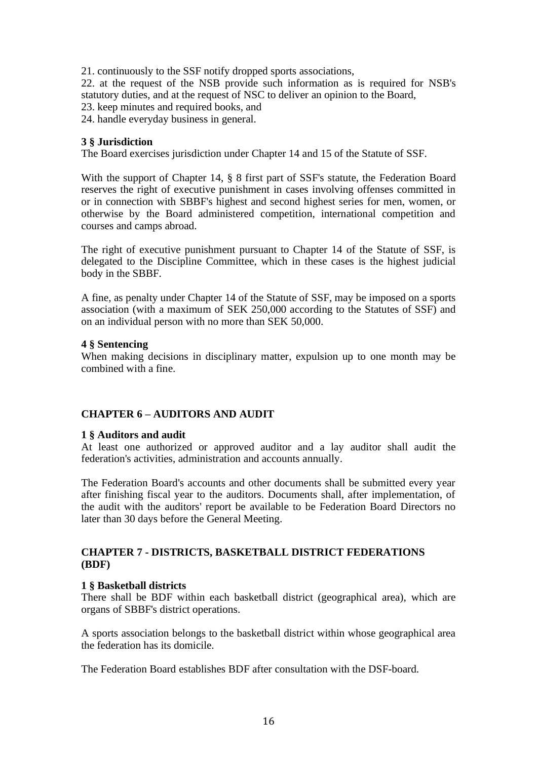21. continuously to the SSF notify dropped sports associations,
22. at the request of the NSB provide such information as is required for NSB's statutory duties, and at the request of NSC to deliver an opinion to the Board,
23. keep minutes and required books, and
24. handle everyday business in general.

**3 § Jurisdiction**
The Board exercises jurisdiction under Chapter 14 and 15 of the Statute of SSF.

With the support of Chapter 14, § 8 first part of SSF's statute, the Federation Board reserves the right of executive punishment in cases involving offenses committed in or in connection with SBBF's highest and second highest series for men, women, or otherwise by the Board administered competition, international competition and courses and camps abroad.

The right of executive punishment pursuant to Chapter 14 of the Statute of SSF, is delegated to the Discipline Committee, which in these cases is the highest judicial body in the SBBF.

A fine, as penalty under Chapter 14 of the Statute of SSF, may be imposed on a sports association (with a maximum of SEK 250,000 according to the Statutes of SSF) and on an individual person with no more than SEK 50,000.

**4 § Sentencing**
When making decisions in disciplinary matter, expulsion up to one month may be combined with a fine.

## CHAPTER 6 – AUDITORS AND AUDIT

**1 § Auditors and audit**
At least one authorized or approved auditor and a lay auditor shall audit the federation's activities, administration and accounts annually.

The Federation Board's accounts and other documents shall be submitted every year after finishing fiscal year to the auditors. Documents shall, after implementation, of the audit with the auditors' report be available to be Federation Board Directors no later than 30 days before the General Meeting.

## CHAPTER 7 - DISTRICTS, BASKETBALL DISTRICT FEDERATIONS (BDF)

**1 § Basketball districts**
There shall be BDF within each basketball district (geographical area), which are organs of SBBF's district operations.

A sports association belongs to the basketball district within whose geographical area the federation has its domicile.

The Federation Board establishes BDF after consultation with the DSF-board.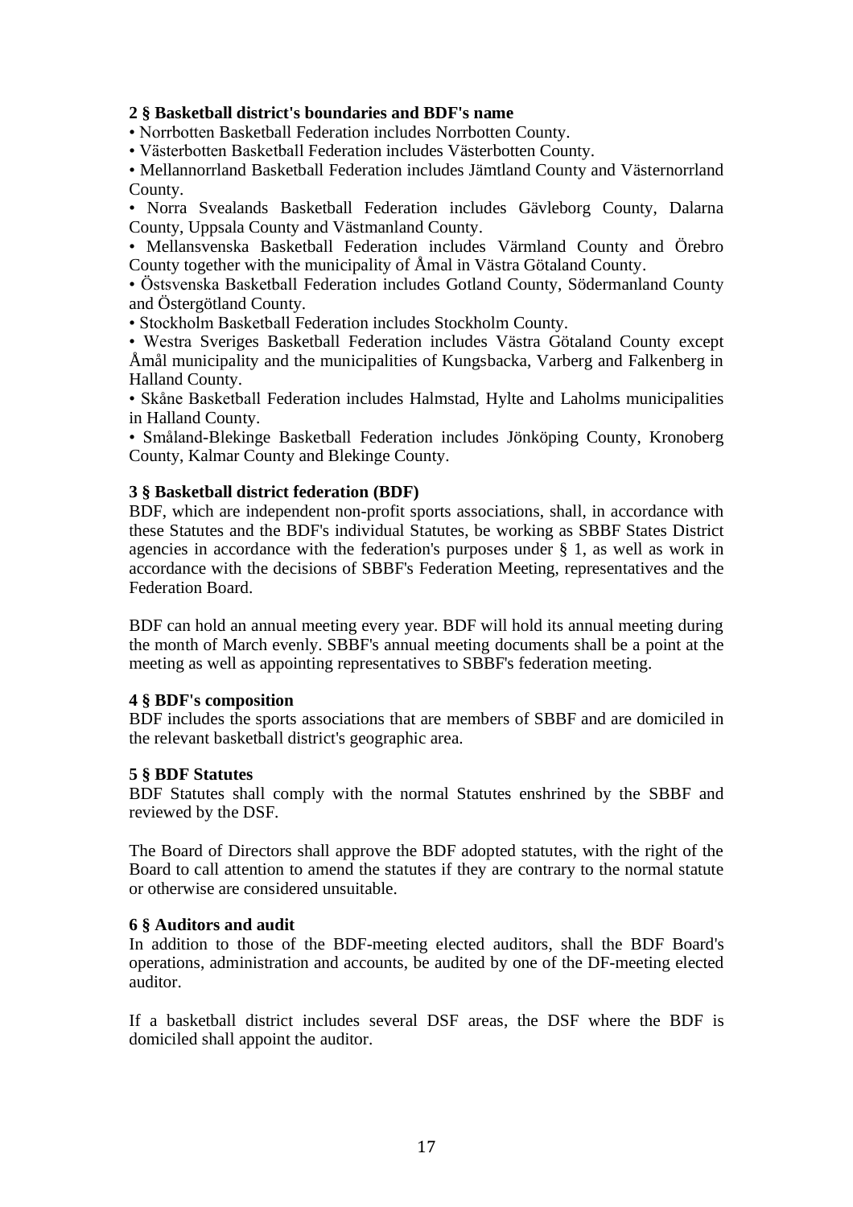**2 § Basketball district's boundaries and BDF's name**

• Norrbotten Basketball Federation includes Norrbotten County.

• Västerbotten Basketball Federation includes Västerbotten County.

• Mellannorrland Basketball Federation includes Jämtland County and Västernorrland County.

• Norra Svealands Basketball Federation includes Gävleborg County, Dalarna County, Uppsala County and Västmanland County.

• Mellansvenska Basketball Federation includes Värmland County and Örebro County together with the municipality of Åmal in Västra Götaland County.

• Östsvenska Basketball Federation includes Gotland County, Södermanland County and Östergötland County.

• Stockholm Basketball Federation includes Stockholm County.

• Westra Sveriges Basketball Federation includes Västra Götaland County except Åmål municipality and the municipalities of Kungsbacka, Varberg and Falkenberg in Halland County.

• Skåne Basketball Federation includes Halmstad, Hylte and Laholms municipalities in Halland County.

• Småland-Blekinge Basketball Federation includes Jönköping County, Kronoberg County, Kalmar County and Blekinge County.

**3 § Basketball district federation (BDF)**

BDF, which are independent non-profit sports associations, shall, in accordance with these Statutes and the BDF's individual Statutes, be working as SBBF States District agencies in accordance with the federation's purposes under § 1, as well as work in accordance with the decisions of SBBF's Federation Meeting, representatives and the Federation Board.

BDF can hold an annual meeting every year. BDF will hold its annual meeting during the month of March evenly. SBBF's annual meeting documents shall be a point at the meeting as well as appointing representatives to SBBF's federation meeting.

**4 § BDF's composition**

BDF includes the sports associations that are members of SBBF and are domiciled in the relevant basketball district's geographic area.

**5 § BDF Statutes**

BDF Statutes shall comply with the normal Statutes enshrined by the SBBF and reviewed by the DSF.

The Board of Directors shall approve the BDF adopted statutes, with the right of the Board to call attention to amend the statutes if they are contrary to the normal statute or otherwise are considered unsuitable.

**6 § Auditors and audit**

In addition to those of the BDF-meeting elected auditors, shall the BDF Board's operations, administration and accounts, be audited by one of the DF-meeting elected auditor.

If a basketball district includes several DSF areas, the DSF where the BDF is domiciled shall appoint the auditor.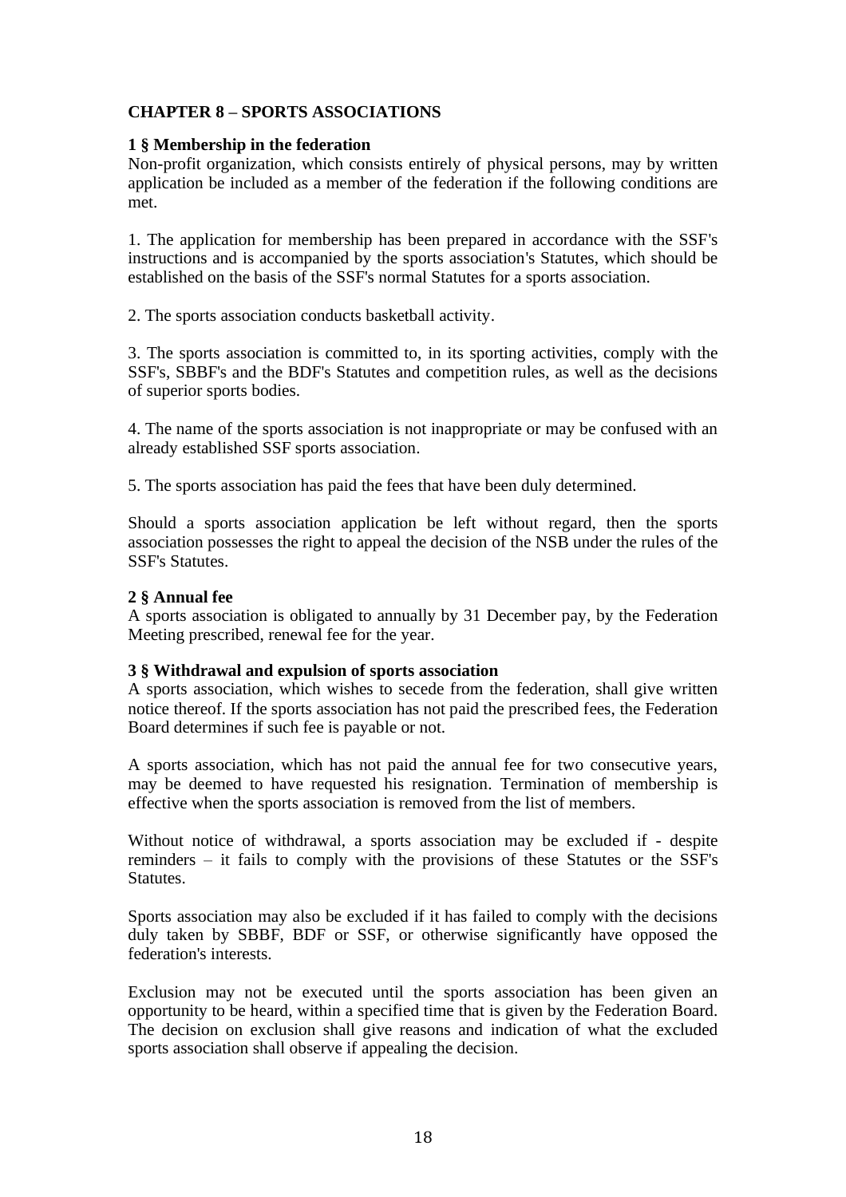## CHAPTER 8 – SPORTS ASSOCIATIONS

### 1 § Membership in the federation

Non-profit organization, which consists entirely of physical persons, may by written application be included as a member of the federation if the following conditions are met.

1. The application for membership has been prepared in accordance with the SSF's instructions and is accompanied by the sports association's Statutes, which should be established on the basis of the SSF's normal Statutes for a sports association.

2. The sports association conducts basketball activity.

3. The sports association is committed to, in its sporting activities, comply with the SSF's, SBBF's and the BDF's Statutes and competition rules, as well as the decisions of superior sports bodies.

4. The name of the sports association is not inappropriate or may be confused with an already established SSF sports association.

5. The sports association has paid the fees that have been duly determined.

Should a sports association application be left without regard, then the sports association possesses the right to appeal the decision of the NSB under the rules of the SSF's Statutes.

### 2 § Annual fee

A sports association is obligated to annually by 31 December pay, by the Federation Meeting prescribed, renewal fee for the year.

### 3 § Withdrawal and expulsion of sports association

A sports association, which wishes to secede from the federation, shall give written notice thereof. If the sports association has not paid the prescribed fees, the Federation Board determines if such fee is payable or not.

A sports association, which has not paid the annual fee for two consecutive years, may be deemed to have requested his resignation. Termination of membership is effective when the sports association is removed from the list of members.

Without notice of withdrawal, a sports association may be excluded if - despite reminders – it fails to comply with the provisions of these Statutes or the SSF's Statutes.

Sports association may also be excluded if it has failed to comply with the decisions duly taken by SBBF, BDF or SSF, or otherwise significantly have opposed the federation's interests.

Exclusion may not be executed until the sports association has been given an opportunity to be heard, within a specified time that is given by the Federation Board. The decision on exclusion shall give reasons and indication of what the excluded sports association shall observe if appealing the decision.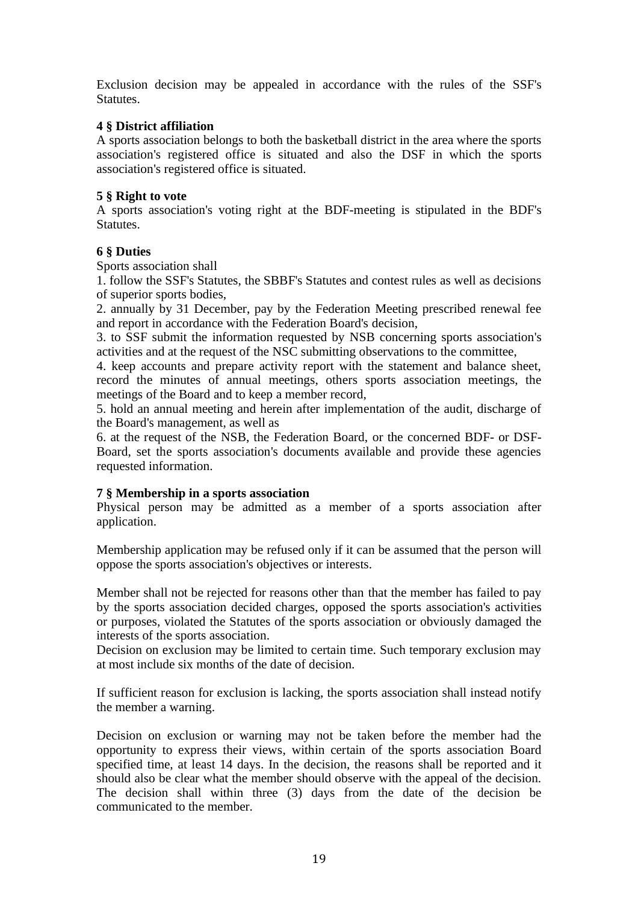Exclusion decision may be appealed in accordance with the rules of the SSF's Statutes.

**4 § District affiliation**
A sports association belongs to both the basketball district in the area where the sports association's registered office is situated and also the DSF in which the sports association's registered office is situated.

**5 § Right to vote**
A sports association's voting right at the BDF-meeting is stipulated in the BDF's Statutes.

**6 § Duties**
Sports association shall

1. follow the SSF's Statutes, the SBBF's Statutes and contest rules as well as decisions of superior sports bodies,
2. annually by 31 December, pay by the Federation Meeting prescribed renewal fee and report in accordance with the Federation Board's decision,
3. to SSF submit the information requested by NSB concerning sports association's activities and at the request of the NSC submitting observations to the committee,
4. keep accounts and prepare activity report with the statement and balance sheet, record the minutes of annual meetings, others sports association meetings, the meetings of the Board and to keep a member record,
5. hold an annual meeting and herein after implementation of the audit, discharge of the Board's management, as well as
6. at the request of the NSB, the Federation Board, or the concerned BDF- or DSF-Board, set the sports association's documents available and provide these agencies requested information.

**7 § Membership in a sports association**
Physical person may be admitted as a member of a sports association after application.

Membership application may be refused only if it can be assumed that the person will oppose the sports association's objectives or interests.

Member shall not be rejected for reasons other than that the member has failed to pay by the sports association decided charges, opposed the sports association's activities or purposes, violated the Statutes of the sports association or obviously damaged the interests of the sports association.
Decision on exclusion may be limited to certain time. Such temporary exclusion may at most include six months of the date of decision.

If sufficient reason for exclusion is lacking, the sports association shall instead notify the member a warning.

Decision on exclusion or warning may not be taken before the member had the opportunity to express their views, within certain of the sports association Board specified time, at least 14 days. In the decision, the reasons shall be reported and it should also be clear what the member should observe with the appeal of the decision. The decision shall within three (3) days from the date of the decision be communicated to the member.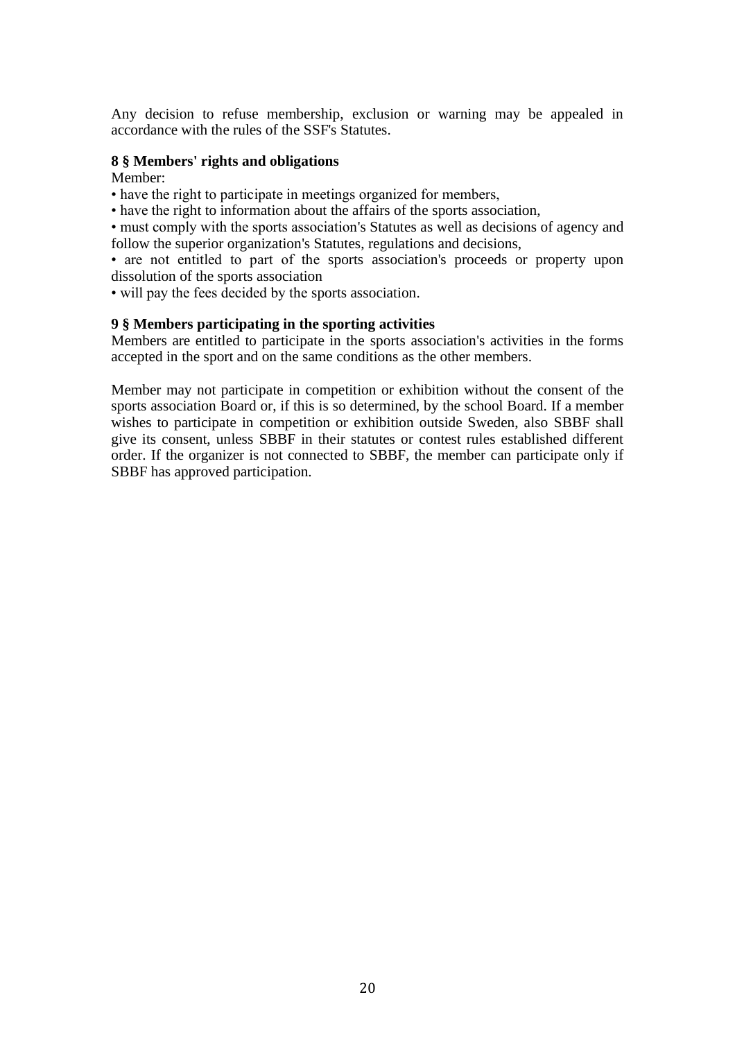Any decision to refuse membership, exclusion or warning may be appealed in accordance with the rules of the SSF's Statutes.

**8 § Members' rights and obligations**

Member:

- have the right to participate in meetings organized for members,
- have the right to information about the affairs of the sports association,
- must comply with the sports association's Statutes as well as decisions of agency and follow the superior organization's Statutes, regulations and decisions,
- are not entitled to part of the sports association's proceeds or property upon dissolution of the sports association
- will pay the fees decided by the sports association.

**9 § Members participating in the sporting activities**

Members are entitled to participate in the sports association's activities in the forms accepted in the sport and on the same conditions as the other members.

Member may not participate in competition or exhibition without the consent of the sports association Board or, if this is so determined, by the school Board. If a member wishes to participate in competition or exhibition outside Sweden, also SBBF shall give its consent, unless SBBF in their statutes or contest rules established different order. If the organizer is not connected to SBBF, the member can participate only if SBBF has approved participation.